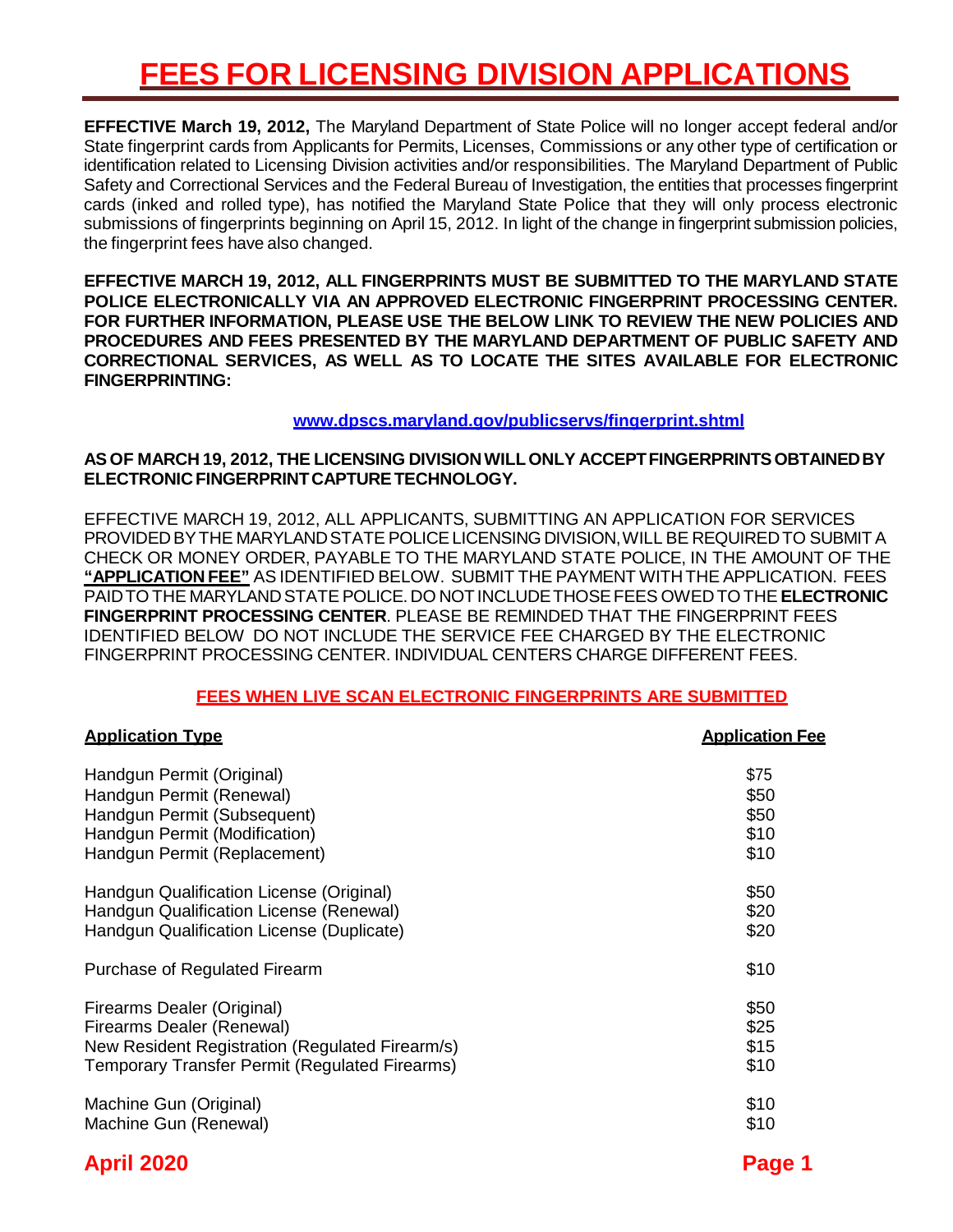# FEES FOR LICENSING DIVISION APPLICATIONS

**EFFECTIVE March 19, 2012,** The Maryland Department of State Police will no longer accept federal and/or State fingerprint cards from Applicants for Permits, Licenses, Commissions or any other type of certification or identification related to Licensing Division activities and/or responsibilities. The Maryland Department of Public Safety and Correctional Services and the Federal Bureau of Investigation, the entities that processes fingerprint cards (inked and rolled type), has notified the Maryland State Police that they will only process electronic submissions of fingerprints beginning on April 15, 2012. In light of the change in fingerprint submission policies, the fingerprint fees have also changed.

**EFFECTIVE MARCH 19, 2012, ALL FINGERPRINTS MUST BE SUBMITTED TO THE MARYLAND STATE POLICE ELECTRONICALLY VIA AN APPROVED ELECTRONIC FINGERPRINT PROCESSING CENTER. FOR FURTHER INFORMATION, PLEASE USE THE BELOW LINK TO REVIEW THE NEW POLICIES AND PROCEDURES AND FEES PRESENTED BY THE MARYLAND DEPARTMENT OF PUBLIC SAFETY AND CORRECTIONAL SERVICES, AS WELL AS TO LOCATE THE SITES AVAILABLE FOR ELECTRONIC FINGERPRINTING:**

**www.dpscs.maryland.gov/publicservs/fingerprint.shtml**

**AS OF MARCH 19, 2012, THE LICENSING DIVISION WILL ONLY ACCEPT FINGERPRINTS OBTAINED BY ELECTRONIC FINGERPRINT CAPTURE TECHNOLOGY.**

EFFECTIVE MARCH 19, 2012, ALL APPLICANTS, SUBMITTING AN APPLICATION FOR SERVICES PROVIDED BY THE MARYLAND STATE POLICE LICENSING DIVISION, WILL BE REQUIRED TO SUBMIT A CHECK OR MONEY ORDER, PAYABLE TO THE MARYLAND STATE POLICE, IN THE AMOUNT OF THE **"APPLICATION FEE"** AS IDENTIFIED BELOW. SUBMIT THE PAYMENT WITH THE APPLICATION. FEES PAID TO THE MARYLAND STATE POLICE. DO NOT INCLUDE THOSE FEES OWED TO THE **ELECTRONIC FINGERPRINT PROCESSING CENTER**. PLEASE BE REMINDED THAT THE FINGERPRINT FEES IDENTIFIED BELOW DO NOT INCLUDE THE SERVICE FEE CHARGED BY THE ELECTRONIC FINGERPRINT PROCESSING CENTER. INDIVIDUAL CENTERS CHARGE DIFFERENT FEES.

## FEES WHEN LIVE SCAN ELECTRONIC FINGERPRINTS ARE SUBMITTED

| Application Type | Application Fee |
|---|---|
| Handgun Permit (Original) | $75 |
| Handgun Permit (Renewal) | $50 |
| Handgun Permit (Subsequent) | $50 |
| Handgun Permit (Modification) | $10 |
| Handgun Permit (Replacement) | $10 |
| Handgun Qualification License (Original) | $50 |
| Handgun Qualification License (Renewal) | $20 |
| Handgun Qualification License (Duplicate) | $20 |
| Purchase of Regulated Firearm | $10 |
| Firearms Dealer (Original) | $50 |
| Firearms Dealer (Renewal) | $25 |
| New Resident Registration (Regulated Firearm/s) | $15 |
| Temporary Transfer Permit (Regulated Firearms) | $10 |
| Machine Gun (Original) | $10 |
| Machine Gun (Renewal) | $10 |

April 2020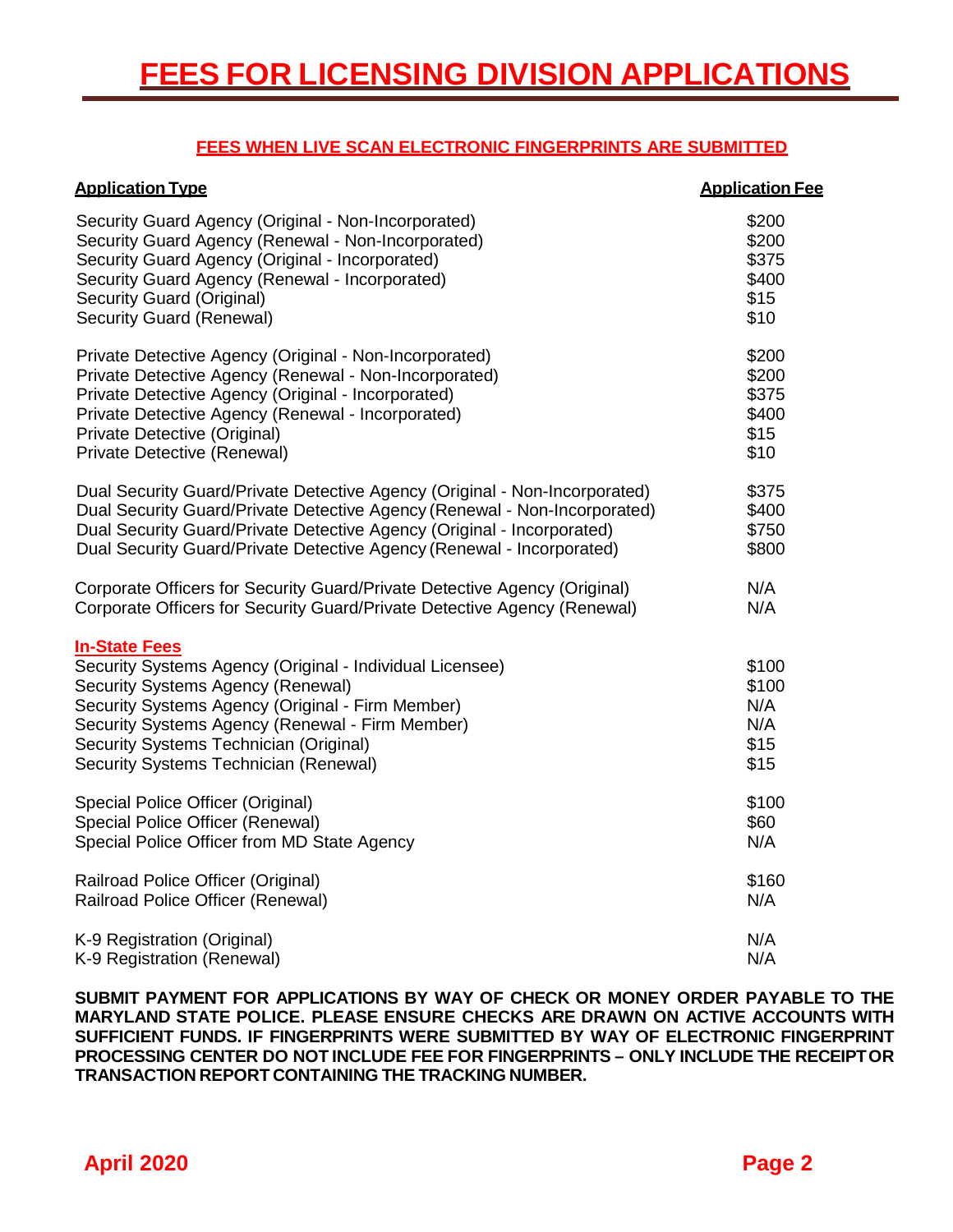# FEES FOR LICENSING DIVISION APPLICATIONS

## FEES WHEN LIVE SCAN ELECTRONIC FINGERPRINTS ARE SUBMITTED

| Application Type | Application Fee |
|---|---|
| Security Guard Agency (Original - Non-Incorporated) | $200 |
| Security Guard Agency (Renewal - Non-Incorporated) | $200 |
| Security Guard Agency (Original - Incorporated) | $375 |
| Security Guard Agency (Renewal - Incorporated) | $400 |
| Security Guard (Original) | $15 |
| Security Guard (Renewal) | $10 |
| | |
| Private Detective Agency (Original - Non-Incorporated) | $200 |
| Private Detective Agency (Renewal - Non-Incorporated) | $200 |
| Private Detective Agency (Original - Incorporated) | $375 |
| Private Detective Agency (Renewal - Incorporated) | $400 |
| Private Detective (Original) | $15 |
| Private Detective (Renewal) | $10 |
| | |
| Dual Security Guard/Private Detective Agency (Original - Non-Incorporated) | $375 |
| Dual Security Guard/Private Detective Agency (Renewal - Non-Incorporated) | $400 |
| Dual Security Guard/Private Detective Agency (Original - Incorporated) | $750 |
| Dual Security Guard/Private Detective Agency (Renewal - Incorporated) | $800 |
| | |
| Corporate Officers for Security Guard/Private Detective Agency (Original) | N/A |
| Corporate Officers for Security Guard/Private Detective Agency (Renewal) | N/A |
| | |
| **In-State Fees** | |
| Security Systems Agency (Original - Individual Licensee) | $100 |
| Security Systems Agency (Renewal) | $100 |
| Security Systems Agency (Original - Firm Member) | N/A |
| Security Systems Agency (Renewal - Firm Member) | N/A |
| Security Systems Technician (Original) | $15 |
| Security Systems Technician (Renewal) | $15 |
| | |
| Special Police Officer (Original) | $100 |
| Special Police Officer (Renewal) | $60 |
| Special Police Officer from MD State Agency | N/A |
| | |
| Railroad Police Officer (Original) | $160 |
| Railroad Police Officer (Renewal) | N/A |
| | |
| K-9 Registration (Original) | N/A |
| K-9 Registration (Renewal) | N/A |

**SUBMIT PAYMENT FOR APPLICATIONS BY WAY OF CHECK OR MONEY ORDER PAYABLE TO THE MARYLAND STATE POLICE. PLEASE ENSURE CHECKS ARE DRAWN ON ACTIVE ACCOUNTS WITH SUFFICIENT FUNDS. IF FINGERPRINTS WERE SUBMITTED BY WAY OF ELECTRONIC FINGERPRINT PROCESSING CENTER DO NOT INCLUDE FEE FOR FINGERPRINTS – ONLY INCLUDE THE RECEIPT OR TRANSACTION REPORT CONTAINING THE TRACKING NUMBER.**

April 2020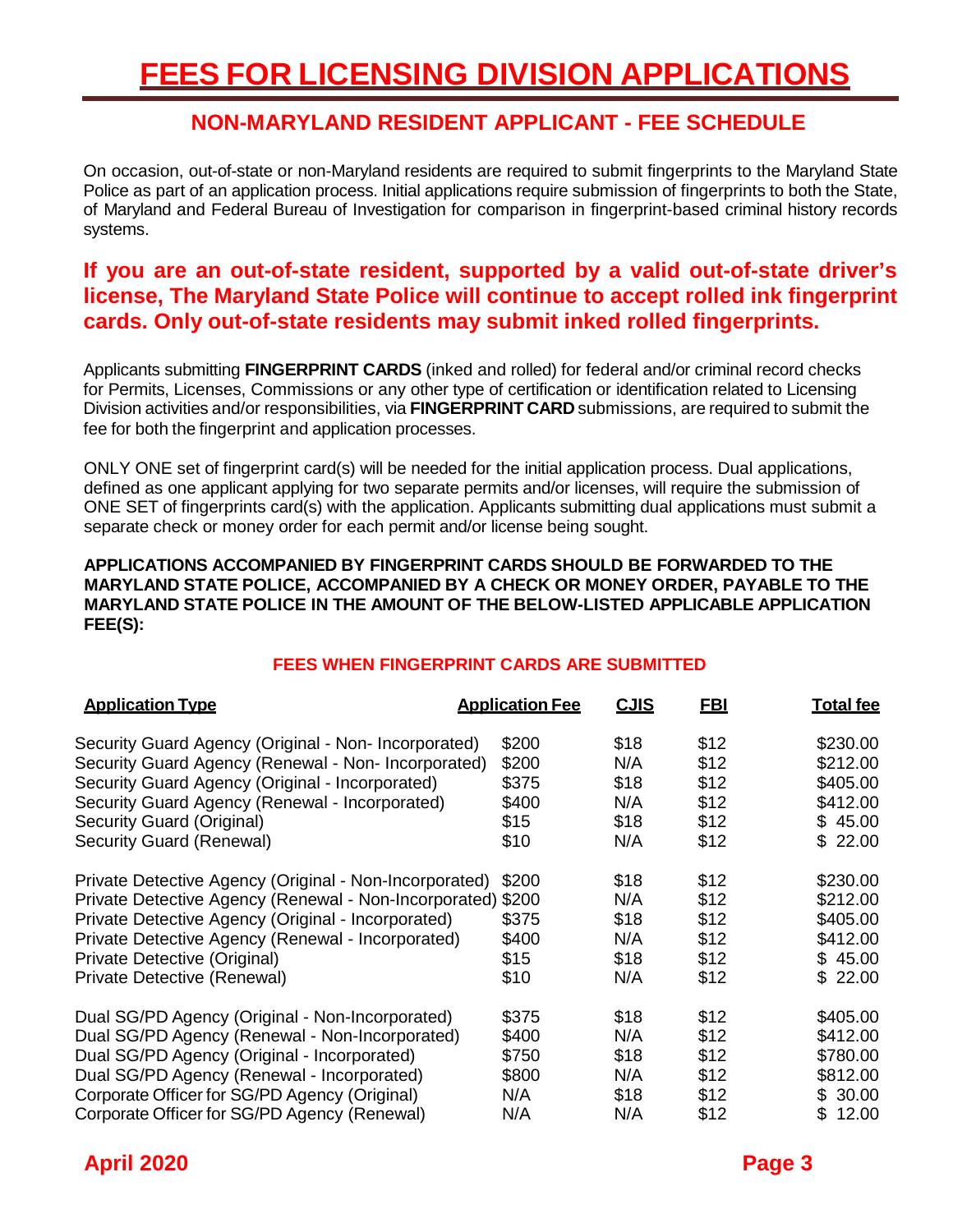# FEES FOR LICENSING DIVISION APPLICATIONS

## NON-MARYLAND RESIDENT APPLICANT - FEE SCHEDULE

On occasion, out-of-state or non-Maryland residents are required to submit fingerprints to the Maryland State Police as part of an application process. Initial applications require submission of fingerprints to both the State, of Maryland and Federal Bureau of Investigation for comparison in fingerprint-based criminal history records systems.

**If you are an out-of-state resident, supported by a valid out-of-state driver's license, The Maryland State Police will continue to accept rolled ink fingerprint cards. Only out-of-state residents may submit inked rolled fingerprints.**

Applicants submitting **FINGERPRINT CARDS** (inked and rolled) for federal and/or criminal record checks for Permits, Licenses, Commissions or any other type of certification or identification related to Licensing Division activities and/or responsibilities, via **FINGERPRINT CARD** submissions, are required to submit the fee for both the fingerprint and application processes.

ONLY ONE set of fingerprint card(s) will be needed for the initial application process. Dual applications, defined as one applicant applying for two separate permits and/or licenses, will require the submission of ONE SET of fingerprints card(s) with the application. Applicants submitting dual applications must submit a separate check or money order for each permit and/or license being sought.

**APPLICATIONS ACCOMPANIED BY FINGERPRINT CARDS SHOULD BE FORWARDED TO THE MARYLAND STATE POLICE, ACCOMPANIED BY A CHECK OR MONEY ORDER, PAYABLE TO THE MARYLAND STATE POLICE IN THE AMOUNT OF THE BELOW-LISTED APPLICABLE APPLICATION FEE(S):**

### FEES WHEN FINGERPRINT CARDS ARE SUBMITTED

| Application Type | Application Fee | CJIS | FBI | Total fee |
|---|---|---|---|---|
| Security Guard Agency (Original - Non- Incorporated) | $200 | $18 | $12 | $230.00 |
| Security Guard Agency (Renewal - Non- Incorporated) | $200 | N/A | $12 | $212.00 |
| Security Guard Agency (Original - Incorporated) | $375 | $18 | $12 | $405.00 |
| Security Guard Agency (Renewal - Incorporated) | $400 | N/A | $12 | $412.00 |
| Security Guard (Original) | $15 | $18 | $12 | $ 45.00 |
| Security Guard (Renewal) | $10 | N/A | $12 | $ 22.00 |
| Private Detective Agency (Original - Non-Incorporated) | $200 | $18 | $12 | $230.00 |
| Private Detective Agency (Renewal - Non-Incorporated) | $200 | N/A | $12 | $212.00 |
| Private Detective Agency (Original - Incorporated) | $375 | $18 | $12 | $405.00 |
| Private Detective Agency (Renewal - Incorporated) | $400 | N/A | $12 | $412.00 |
| Private Detective (Original) | $15 | $18 | $12 | $ 45.00 |
| Private Detective (Renewal) | $10 | N/A | $12 | $ 22.00 |
| Dual SG/PD Agency (Original - Non-Incorporated) | $375 | $18 | $12 | $405.00 |
| Dual SG/PD Agency (Renewal - Non-Incorporated) | $400 | N/A | $12 | $412.00 |
| Dual SG/PD Agency (Original - Incorporated) | $750 | $18 | $12 | $780.00 |
| Dual SG/PD Agency (Renewal - Incorporated) | $800 | N/A | $12 | $812.00 |
| Corporate Officer for SG/PD Agency (Original) | N/A | $18 | $12 | $ 30.00 |
| Corporate Officer for SG/PD Agency (Renewal) | N/A | N/A | $12 | $ 12.00 |

April 2020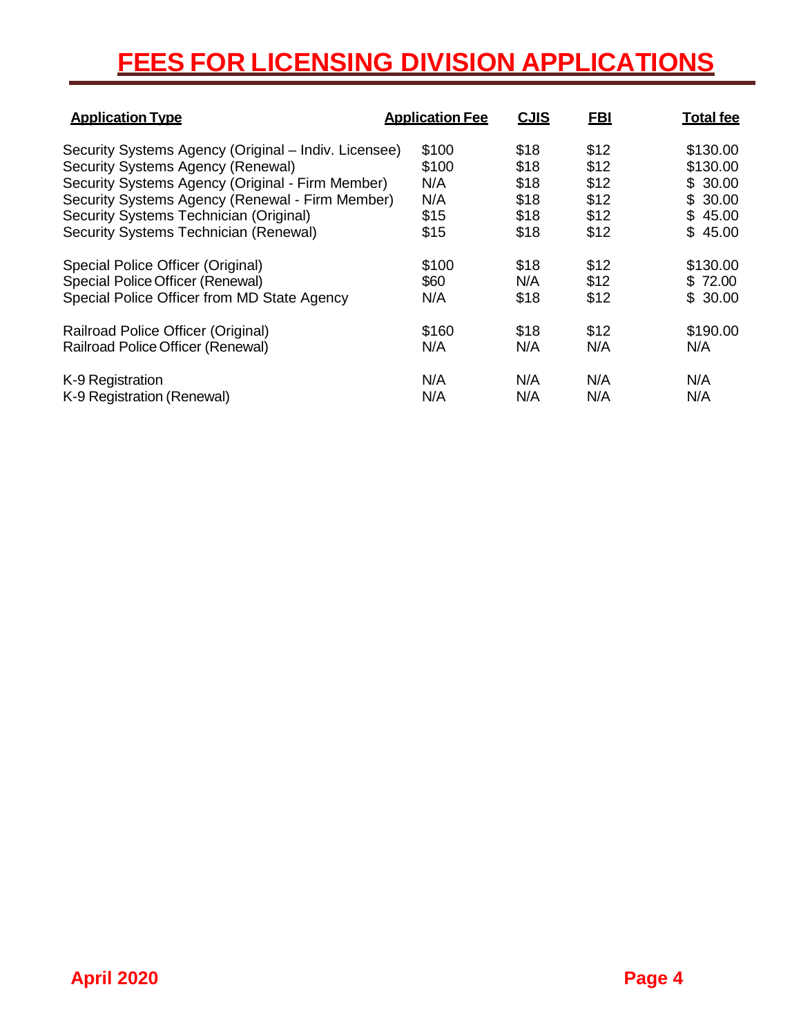# FEES FOR LICENSING DIVISION APPLICATIONS

| Application Type | Application Fee | CJIS | FBI | Total fee |
|---|---|---|---|---|
| Security Systems Agency (Original – Indiv. Licensee) | $100 | $18 | $12 | $130.00 |
| Security Systems Agency (Renewal) | $100 | $18 | $12 | $130.00 |
| Security Systems Agency (Original - Firm Member) | N/A | $18 | $12 | $ 30.00 |
| Security Systems Agency (Renewal - Firm Member) | N/A | $18 | $12 | $ 30.00 |
| Security Systems Technician (Original) | $15 | $18 | $12 | $ 45.00 |
| Security Systems Technician (Renewal) | $15 | $18 | $12 | $ 45.00 |
| Special Police Officer (Original) | $100 | $18 | $12 | $130.00 |
| Special Police Officer (Renewal) | $60 | N/A | $12 | $ 72.00 |
| Special Police Officer from MD State Agency | N/A | $18 | $12 | $ 30.00 |
| Railroad Police Officer (Original) | $160 | $18 | $12 | $190.00 |
| Railroad Police Officer (Renewal) | N/A | N/A | N/A | N/A |
| K-9 Registration | N/A | N/A | N/A | N/A |
| K-9 Registration (Renewal) | N/A | N/A | N/A | N/A |

April 2020